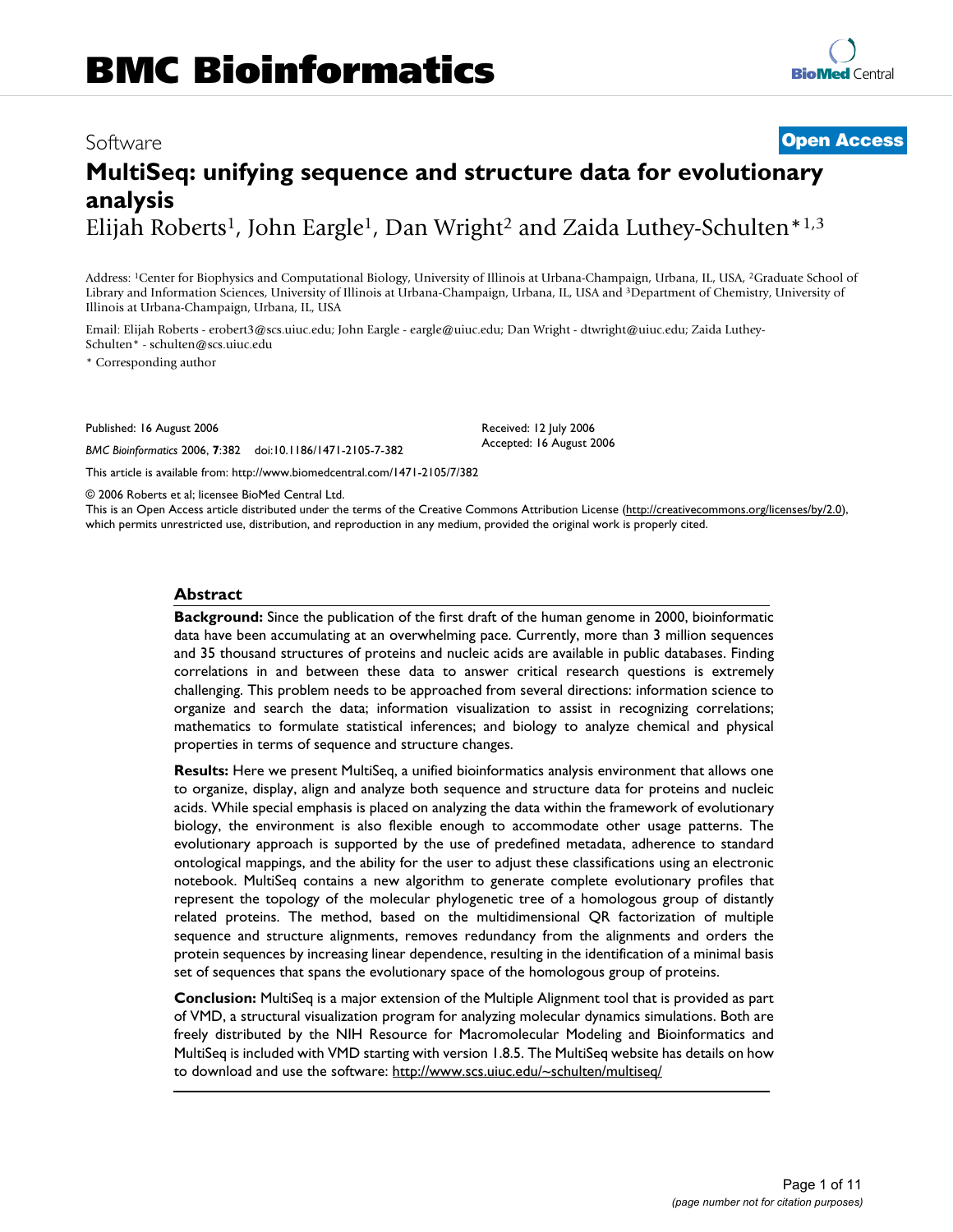# BMC Bioinformatics

Software

**Open Access**

# MultiSeq: unifying sequence and structure data for evolutionary analysis

Elijah Roberts[1], John Eargle[1], Dan Wright[2] and Zaida Luthey-Schulten*[1,3]

Address: [1]Center for Biophysics and Computational Biology, University of Illinois at Urbana-Champaign, Urbana, IL, USA, [2]Graduate School of Library and Information Sciences, University of Illinois at Urbana-Champaign, Urbana, IL, USA and [3]Department of Chemistry, University of Illinois at Urbana-Champaign, Urbana, IL, USA

Email: Elijah Roberts - erobert3@scs.uiuc.edu; John Eargle - eargle@uiuc.edu; Dan Wright - dtwright@uiuc.edu; Zaida Luthey-Schulten* - schulten@scs.uiuc.edu

\* Corresponding author

Published: 16 August 2006

*BMC Bioinformatics* 2006, **7**:382 doi:10.1186/1471-2105-7-382

Received: 12 July 2006

Accepted: 16 August 2006

This article is available from: http://www.biomedcentral.com/1471-2105/7/382

© 2006 Roberts et al; licensee BioMed Central Ltd.

This is an Open Access article distributed under the terms of the Creative Commons Attribution License (http://creativecommons.org/licenses/by/2.0), which permits unrestricted use, distribution, and reproduction in any medium, provided the original work is properly cited.

## Abstract

**Background:** Since the publication of the first draft of the human genome in 2000, bioinformatic data have been accumulating at an overwhelming pace. Currently, more than 3 million sequences and 35 thousand structures of proteins and nucleic acids are available in public databases. Finding correlations in and between these data to answer critical research questions is extremely challenging. This problem needs to be approached from several directions: information science to organize and search the data; information visualization to assist in recognizing correlations; mathematics to formulate statistical inferences; and biology to analyze chemical and physical properties in terms of sequence and structure changes.

**Results:** Here we present MultiSeq, a unified bioinformatics analysis environment that allows one to organize, display, align and analyze both sequence and structure data for proteins and nucleic acids. While special emphasis is placed on analyzing the data within the framework of evolutionary biology, the environment is also flexible enough to accommodate other usage patterns. The evolutionary approach is supported by the use of predefined metadata, adherence to standard ontological mappings, and the ability for the user to adjust these classifications using an electronic notebook. MultiSeq contains a new algorithm to generate complete evolutionary profiles that represent the topology of the molecular phylogenetic tree of a homologous group of distantly related proteins. The method, based on the multidimensional QR factorization of multiple sequence and structure alignments, removes redundancy from the alignments and orders the protein sequences by increasing linear dependence, resulting in the identification of a minimal basis set of sequences that spans the evolutionary space of the homologous group of proteins.

**Conclusion:** MultiSeq is a major extension of the Multiple Alignment tool that is provided as part of VMD, a structural visualization program for analyzing molecular dynamics simulations. Both are freely distributed by the NIH Resource for Macromolecular Modeling and Bioinformatics and MultiSeq is included with VMD starting with version 1.8.5. The MultiSeq website has details on how to download and use the software: http://www.scs.uiuc.edu/~schulten/multiseq/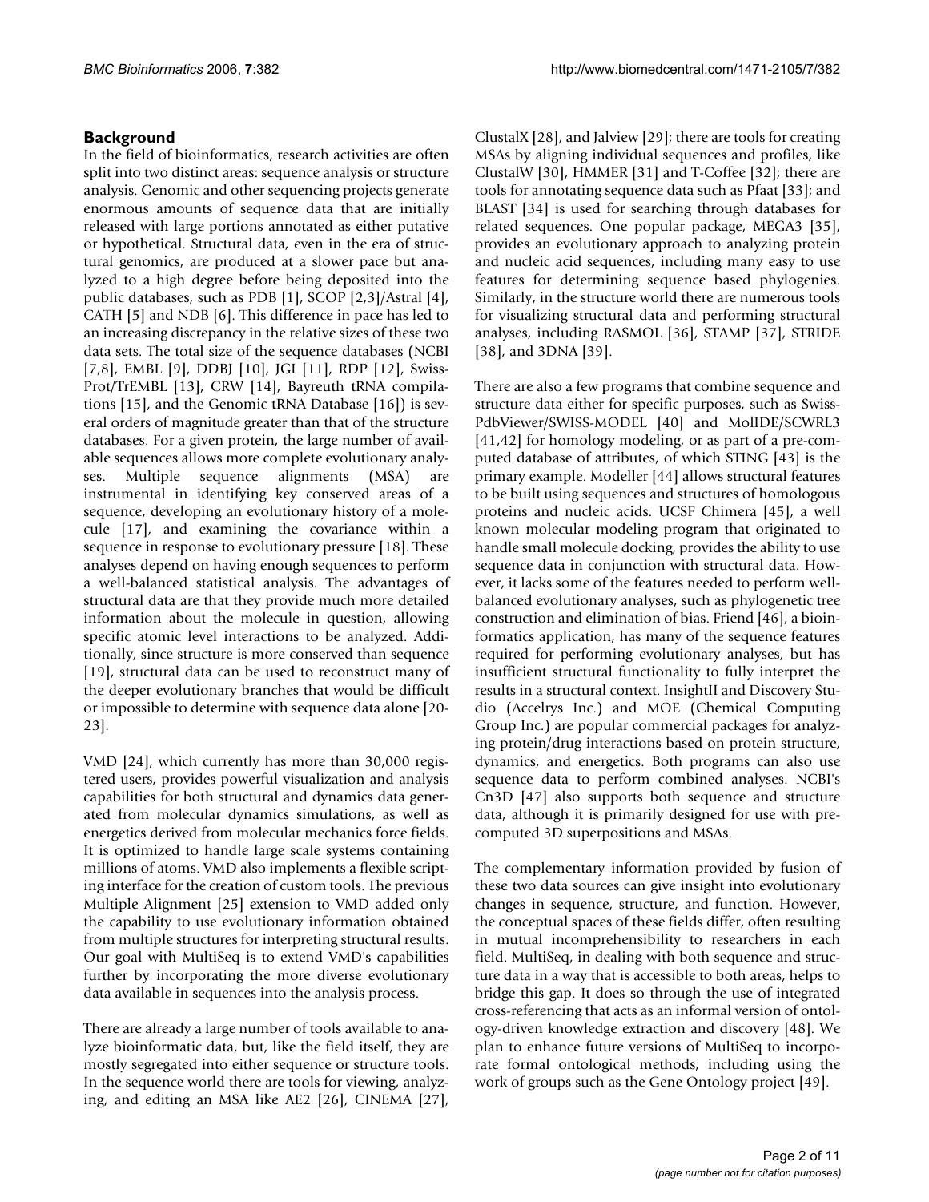## Background

In the field of bioinformatics, research activities are often split into two distinct areas: sequence analysis or structure analysis. Genomic and other sequencing projects generate enormous amounts of sequence data that are initially released with large portions annotated as either putative or hypothetical. Structural data, even in the era of structural genomics, are produced at a slower pace but analyzed to a high degree before being deposited into the public databases, such as PDB [1], SCOP [2,3]/Astral [4], CATH [5] and NDB [6]. This difference in pace has led to an increasing discrepancy in the relative sizes of these two data sets. The total size of the sequence databases (NCBI [7,8], EMBL [9], DDBJ [10], JGI [11], RDP [12], Swiss-Prot/TrEMBL [13], CRW [14], Bayreuth tRNA compilations [15], and the Genomic tRNA Database [16]) is several orders of magnitude greater than that of the structure databases. For a given protein, the large number of available sequences allows more complete evolutionary analyses. Multiple sequence alignments (MSA) are instrumental in identifying key conserved areas of a sequence, developing an evolutionary history of a molecule [17], and examining the covariance within a sequence in response to evolutionary pressure [18]. These analyses depend on having enough sequences to perform a well-balanced statistical analysis. The advantages of structural data are that they provide much more detailed information about the molecule in question, allowing specific atomic level interactions to be analyzed. Additionally, since structure is more conserved than sequence [19], structural data can be used to reconstruct many of the deeper evolutionary branches that would be difficult or impossible to determine with sequence data alone [20-23].

VMD [24], which currently has more than 30,000 registered users, provides powerful visualization and analysis capabilities for both structural and dynamics data generated from molecular dynamics simulations, as well as energetics derived from molecular mechanics force fields. It is optimized to handle large scale systems containing millions of atoms. VMD also implements a flexible scripting interface for the creation of custom tools. The previous Multiple Alignment [25] extension to VMD added only the capability to use evolutionary information obtained from multiple structures for interpreting structural results. Our goal with MultiSeq is to extend VMD's capabilities further by incorporating the more diverse evolutionary data available in sequences into the analysis process.

There are already a large number of tools available to analyze bioinformatic data, but, like the field itself, they are mostly segregated into either sequence or structure tools. In the sequence world there are tools for viewing, analyzing, and editing an MSA like AE2 [26], CINEMA [27], ClustalX [28], and Jalview [29]; there are tools for creating MSAs by aligning individual sequences and profiles, like ClustalW [30], HMMER [31] and T-Coffee [32]; there are tools for annotating sequence data such as Pfaat [33]; and BLAST [34] is used for searching through databases for related sequences. One popular package, MEGA3 [35], provides an evolutionary approach to analyzing protein and nucleic acid sequences, including many easy to use features for determining sequence based phylogenies. Similarly, in the structure world there are numerous tools for visualizing structural data and performing structural analyses, including RASMOL [36], STAMP [37], STRIDE [38], and 3DNA [39].

There are also a few programs that combine sequence and structure data either for specific purposes, such as Swiss-PdbViewer/SWISS-MODEL [40] and MolIDE/SCWRL3 [41,42] for homology modeling, or as part of a pre-computed database of attributes, of which STING [43] is the primary example. Modeller [44] allows structural features to be built using sequences and structures of homologous proteins and nucleic acids. UCSF Chimera [45], a well known molecular modeling program that originated to handle small molecule docking, provides the ability to use sequence data in conjunction with structural data. However, it lacks some of the features needed to perform well-balanced evolutionary analyses, such as phylogenetic tree construction and elimination of bias. Friend [46], a bioinformatics application, has many of the sequence features required for performing evolutionary analyses, but has insufficient structural functionality to fully interpret the results in a structural context. InsightII and Discovery Studio (Accelrys Inc.) and MOE (Chemical Computing Group Inc.) are popular commercial packages for analyzing protein/drug interactions based on protein structure, dynamics, and energetics. Both programs can also use sequence data to perform combined analyses. NCBI's Cn3D [47] also supports both sequence and structure data, although it is primarily designed for use with pre-computed 3D superpositions and MSAs.

The complementary information provided by fusion of these two data sources can give insight into evolutionary changes in sequence, structure, and function. However, the conceptual spaces of these fields differ, often resulting in mutual incomprehensibility to researchers in each field. MultiSeq, in dealing with both sequence and structure data in a way that is accessible to both areas, helps to bridge this gap. It does so through the use of integrated cross-referencing that acts as an informal version of ontology-driven knowledge extraction and discovery [48]. We plan to enhance future versions of MultiSeq to incorporate formal ontological methods, including using the work of groups such as the Gene Ontology project [49].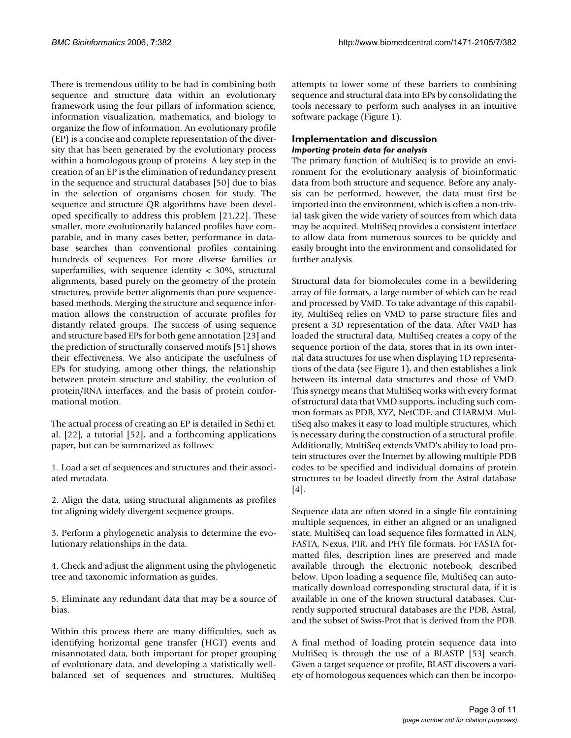There is tremendous utility to be had in combining both sequence and structure data within an evolutionary framework using the four pillars of information science, information visualization, mathematics, and biology to organize the flow of information. An evolutionary profile (EP) is a concise and complete representation of the diversity that has been generated by the evolutionary process within a homologous group of proteins. A key step in the creation of an EP is the elimination of redundancy present in the sequence and structural databases [50] due to bias in the selection of organisms chosen for study. The sequence and structure QR algorithms have been developed specifically to address this problem [21,22]. These smaller, more evolutionarily balanced profiles have comparable, and in many cases better, performance in database searches than conventional profiles containing hundreds of sequences. For more diverse families or superfamilies, with sequence identity < 30%, structural alignments, based purely on the geometry of the protein structures, provide better alignments than pure sequence-based methods. Merging the structure and sequence information allows the construction of accurate profiles for distantly related groups. The success of using sequence and structure based EPs for both gene annotation [23] and the prediction of structurally conserved motifs [51] shows their effectiveness. We also anticipate the usefulness of EPs for studying, among other things, the relationship between protein structure and stability, the evolution of protein/RNA interfaces, and the basis of protein conformational motion.

The actual process of creating an EP is detailed in Sethi et. al. [22], a tutorial [52], and a forthcoming applications paper, but can be summarized as follows:

1. Load a set of sequences and structures and their associated metadata.

2. Align the data, using structural alignments as profiles for aligning widely divergent sequence groups.

3. Perform a phylogenetic analysis to determine the evolutionary relationships in the data.

4. Check and adjust the alignment using the phylogenetic tree and taxonomic information as guides.

5. Eliminate any redundant data that may be a source of bias.

Within this process there are many difficulties, such as identifying horizontal gene transfer (HGT) events and misannotated data, both important for proper grouping of evolutionary data, and developing a statistically well-balanced set of sequences and structures. MultiSeq attempts to lower some of these barriers to combining sequence and structural data into EPs by consolidating the tools necessary to perform such analyses in an intuitive software package (Figure 1).

## Implementation and discussion

### *Importing protein data for analysis*

The primary function of MultiSeq is to provide an environment for the evolutionary analysis of bioinformatic data from both structure and sequence. Before any analysis can be performed, however, the data must first be imported into the environment, which is often a non-trivial task given the wide variety of sources from which data may be acquired. MultiSeq provides a consistent interface to allow data from numerous sources to be quickly and easily brought into the environment and consolidated for further analysis.

Structural data for biomolecules come in a bewildering array of file formats, a large number of which can be read and processed by VMD. To take advantage of this capability, MultiSeq relies on VMD to parse structure files and present a 3D representation of the data. After VMD has loaded the structural data, MultiSeq creates a copy of the sequence portion of the data, stores that in its own internal data structures for use when displaying 1D representations of the data (see Figure 1), and then establishes a link between its internal data structures and those of VMD. This synergy means that MultiSeq works with every format of structural data that VMD supports, including such common formats as PDB, XYZ, NetCDF, and CHARMM. MultiSeq also makes it easy to load multiple structures, which is necessary during the construction of a structural profile. Additionally, MultiSeq extends VMD's ability to load protein structures over the Internet by allowing multiple PDB codes to be specified and individual domains of protein structures to be loaded directly from the Astral database [4].

Sequence data are often stored in a single file containing multiple sequences, in either an aligned or an unaligned state. MultiSeq can load sequence files formatted in ALN, FASTA, Nexus, PIR, and PHY file formats. For FASTA formatted files, description lines are preserved and made available through the electronic notebook, described below. Upon loading a sequence file, MultiSeq can automatically download corresponding structural data, if it is available in one of the known structural databases. Currently supported structural databases are the PDB, Astral, and the subset of Swiss-Prot that is derived from the PDB.

A final method of loading protein sequence data into MultiSeq is through the use of a BLASTP [53] search. Given a target sequence or profile, BLAST discovers a variety of homologous sequences which can then be incorpo-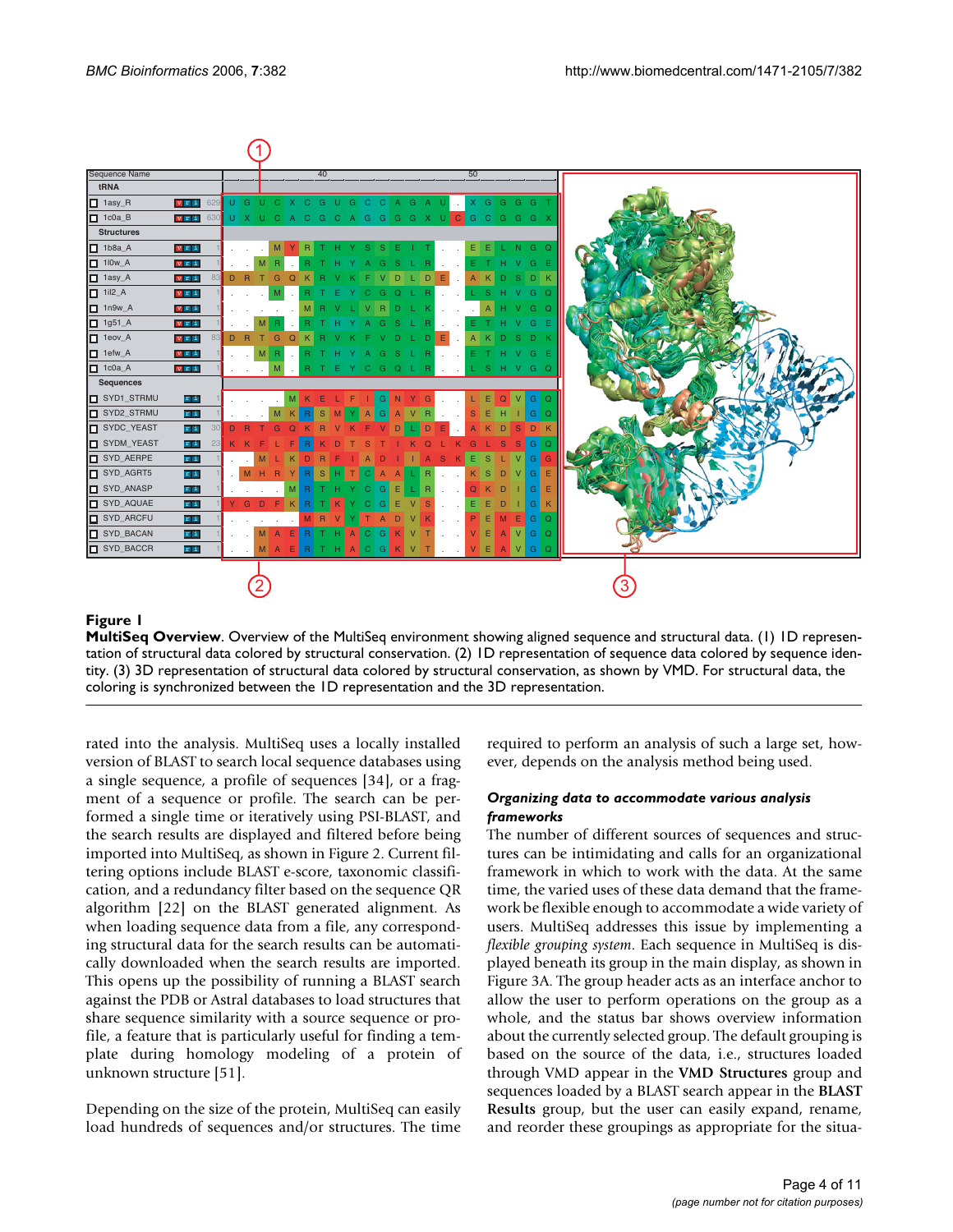**Figure 1**

**MultiSeq Overview**. Overview of the MultiSeq environment showing aligned sequence and structural data. (1) 1D representation of structural data colored by structural conservation. (2) 1D representation of sequence data colored by sequence identity. (3) 3D representation of structural data colored by structural conservation, as shown by VMD. For structural data, the coloring is synchronized between the 1D representation and the 3D representation.

rated into the analysis. MultiSeq uses a locally installed version of BLAST to search local sequence databases using a single sequence, a profile of sequences [34], or a fragment of a sequence or profile. The search can be performed a single time or iteratively using PSI-BLAST, and the search results are displayed and filtered before being imported into MultiSeq, as shown in Figure 2. Current filtering options include BLAST e-score, taxonomic classification, and a redundancy filter based on the sequence QR algorithm [22] on the BLAST generated alignment. As when loading sequence data from a file, any corresponding structural data for the search results can be automatically downloaded when the search results are imported. This opens up the possibility of running a BLAST search against the PDB or Astral databases to load structures that share sequence similarity with a source sequence or profile, a feature that is particularly useful for finding a template during homology modeling of a protein of unknown structure [51].

Depending on the size of the protein, MultiSeq can easily load hundreds of sequences and/or structures. The time required to perform an analysis of such a large set, however, depends on the analysis method being used.

### *Organizing data to accommodate various analysis frameworks*

The number of different sources of sequences and structures can be intimidating and calls for an organizational framework in which to work with the data. At the same time, the varied uses of these data demand that the framework be flexible enough to accommodate a wide variety of users. MultiSeq addresses this issue by implementing a *flexible grouping system*. Each sequence in MultiSeq is displayed beneath its group in the main display, as shown in Figure 3A. The group header acts as an interface anchor to allow the user to perform operations on the group as a whole, and the status bar shows overview information about the currently selected group. The default grouping is based on the source of the data, i.e., structures loaded through VMD appear in the **VMD Structures** group and sequences loaded by a BLAST search appear in the **BLAST Results** group, but the user can easily expand, rename, and reorder these groupings as appropriate for the situa-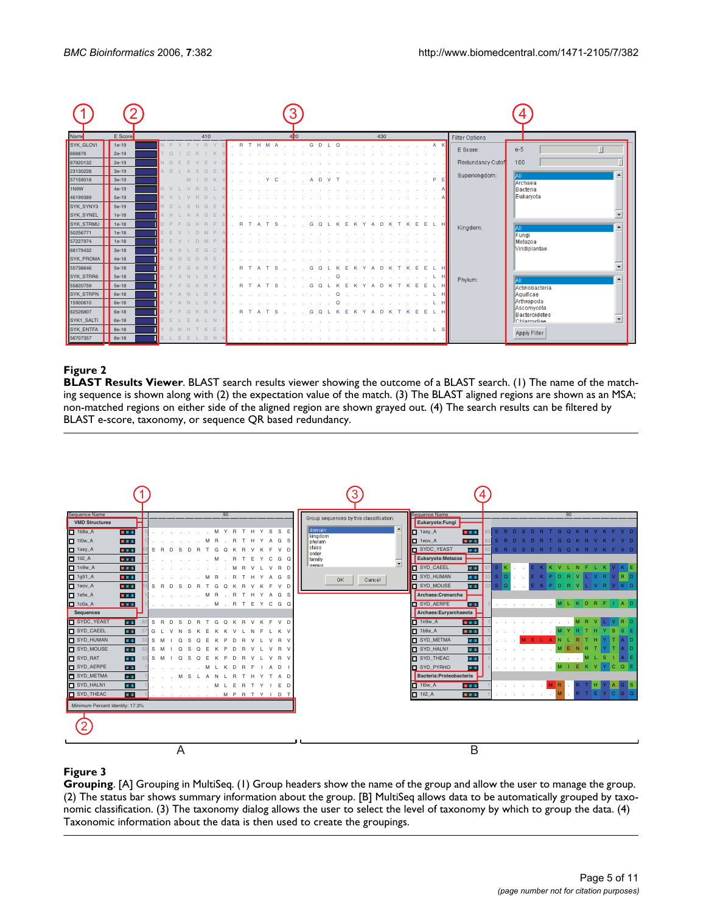**Figure 2**

**BLAST Results Viewer**. BLAST search results viewer showing the outcome of a BLAST search. (1) The name of the matching sequence is shown along with (2) the expectation value of the match. (3) The BLAST aligned regions are shown as an MSA; non-matched regions on either side of the aligned region are shown grayed out. (4) The search results can be filtered by BLAST e-score, taxonomy, or sequence QR based redundancy.

**Figure 3**

**Grouping**. [A] Grouping in MultiSeq. (1) Group headers show the name of the group and allow the user to manage the group. (2) The status bar shows summary information about the group. [B] MultiSeq allows data to be automatically grouped by taxonomic classification. (3) The taxonomy dialog allows the user to select the level of taxonomy by which to group the data. (4) Taxonomic information about the data is then used to create the groupings.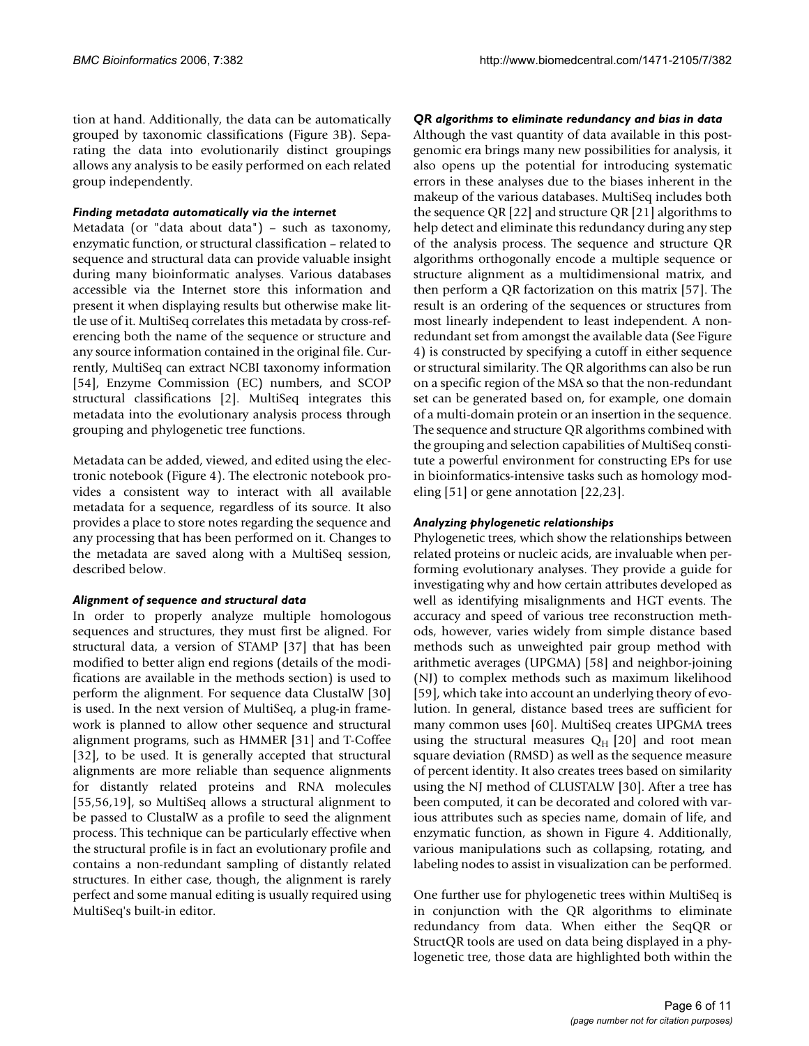tion at hand. Additionally, the data can be automatically grouped by taxonomic classifications (Figure 3B). Separating the data into evolutionarily distinct groupings allows any analysis to be easily performed on each related group independently.

### *Finding metadata automatically via the internet*

Metadata (or "data about data") – such as taxonomy, enzymatic function, or structural classification – related to sequence and structural data can provide valuable insight during many bioinformatic analyses. Various databases accessible via the Internet store this information and present it when displaying results but otherwise make little use of it. MultiSeq correlates this metadata by cross-referencing both the name of the sequence or structure and any source information contained in the original file. Currently, MultiSeq can extract NCBI taxonomy information [54], Enzyme Commission (EC) numbers, and SCOP structural classifications [2]. MultiSeq integrates this metadata into the evolutionary analysis process through grouping and phylogenetic tree functions.

Metadata can be added, viewed, and edited using the electronic notebook (Figure 4). The electronic notebook provides a consistent way to interact with all available metadata for a sequence, regardless of its source. It also provides a place to store notes regarding the sequence and any processing that has been performed on it. Changes to the metadata are saved along with a MultiSeq session, described below.

### *Alignment of sequence and structural data*

In order to properly analyze multiple homologous sequences and structures, they must first be aligned. For structural data, a version of STAMP [37] that has been modified to better align end regions (details of the modifications are available in the methods section) is used to perform the alignment. For sequence data ClustalW [30] is used. In the next version of MultiSeq, a plug-in framework is planned to allow other sequence and structural alignment programs, such as HMMER [31] and T-Coffee [32], to be used. It is generally accepted that structural alignments are more reliable than sequence alignments for distantly related proteins and RNA molecules [55,56,19], so MultiSeq allows a structural alignment to be passed to ClustalW as a profile to seed the alignment process. This technique can be particularly effective when the structural profile is in fact an evolutionary profile and contains a non-redundant sampling of distantly related structures. In either case, though, the alignment is rarely perfect and some manual editing is usually required using MultiSeq's built-in editor.

### *QR algorithms to eliminate redundancy and bias in data*

Although the vast quantity of data available in this post-genomic era brings many new possibilities for analysis, it also opens up the potential for introducing systematic errors in these analyses due to the biases inherent in the makeup of the various databases. MultiSeq includes both the sequence QR [22] and structure QR [21] algorithms to help detect and eliminate this redundancy during any step of the analysis process. The sequence and structure QR algorithms orthogonally encode a multiple sequence or structure alignment as a multidimensional matrix, and then perform a QR factorization on this matrix [57]. The result is an ordering of the sequences or structures from most linearly independent to least independent. A non-redundant set from amongst the available data (See Figure 4) is constructed by specifying a cutoff in either sequence or structural similarity. The QR algorithms can also be run on a specific region of the MSA so that the non-redundant set can be generated based on, for example, one domain of a multi-domain protein or an insertion in the sequence. The sequence and structure QR algorithms combined with the grouping and selection capabilities of MultiSeq constitute a powerful environment for constructing EPs for use in bioinformatics-intensive tasks such as homology modeling [51] or gene annotation [22,23].

### *Analyzing phylogenetic relationships*

Phylogenetic trees, which show the relationships between related proteins or nucleic acids, are invaluable when performing evolutionary analyses. They provide a guide for investigating why and how certain attributes developed as well as identifying misalignments and HGT events. The accuracy and speed of various tree reconstruction methods, however, varies widely from simple distance based methods such as unweighted pair group method with arithmetic averages (UPGMA) [58] and neighbor-joining (NJ) to complex methods such as maximum likelihood [59], which take into account an underlying theory of evolution. In general, distance based trees are sufficient for many common uses [60]. MultiSeq creates UPGMA trees using the structural measures $Q_H$ [20] and root mean square deviation (RMSD) as well as the sequence measure of percent identity. It also creates trees based on similarity using the NJ method of CLUSTALW [30]. After a tree has been computed, it can be decorated and colored with various attributes such as species name, domain of life, and enzymatic function, as shown in Figure 4. Additionally, various manipulations such as collapsing, rotating, and labeling nodes to assist in visualization can be performed.

One further use for phylogenetic trees within MultiSeq is in conjunction with the QR algorithms to eliminate redundancy from data. When either the SeqQR or StructQR tools are used on data being displayed in a phylogenetic tree, those data are highlighted both within the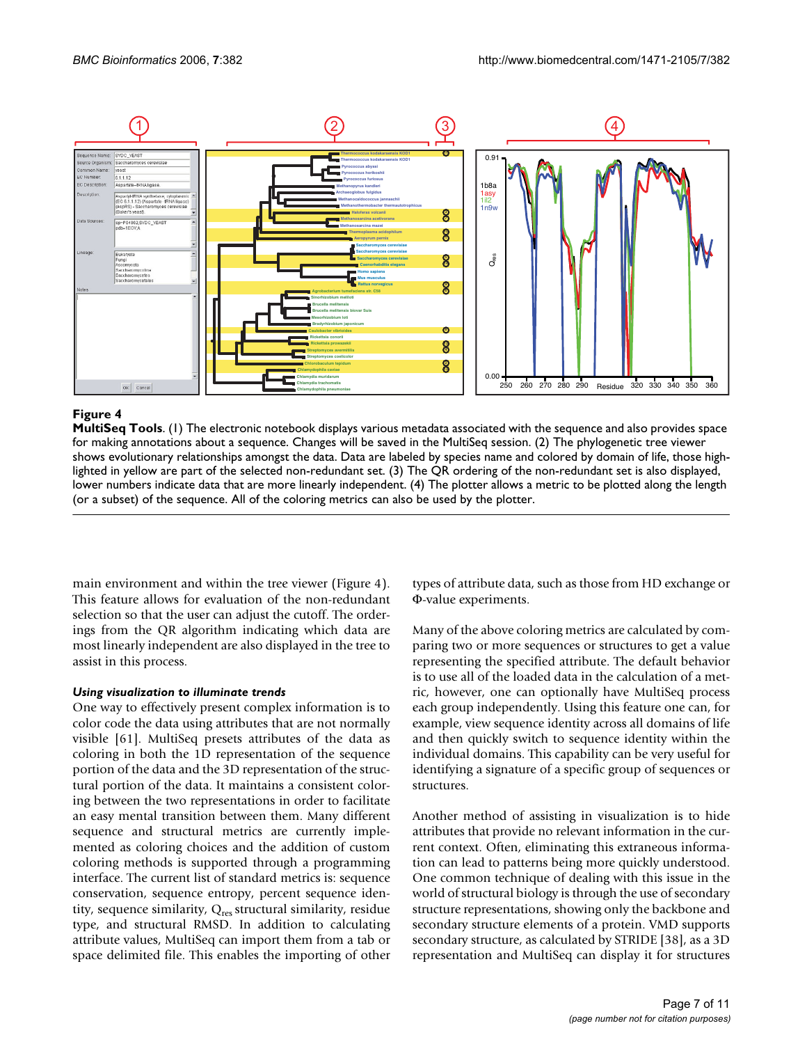**Figure 4**

**MultiSeq Tools**. (1) The electronic notebook displays various metadata associated with the sequence and also provides space for making annotations about a sequence. Changes will be saved in the MultiSeq session. (2) The phylogenetic tree viewer shows evolutionary relationships amongst the data. Data are labeled by species name and colored by domain of life, those highlighted in yellow are part of the selected non-redundant set. (3) The QR ordering of the non-redundant set is also displayed, lower numbers indicate data that are more linearly independent. (4) The plotter allows a metric to be plotted along the length (or a subset) of the sequence. All of the coloring metrics can also be used by the plotter.

main environment and within the tree viewer (Figure 4). This feature allows for evaluation of the non-redundant selection so that the user can adjust the cutoff. The orderings from the QR algorithm indicating which data are most linearly independent are also displayed in the tree to assist in this process.

### *Using visualization to illuminate trends*

One way to effectively present complex information is to color code the data using attributes that are not normally visible [61]. MultiSeq presets attributes of the data as coloring in both the 1D representation of the sequence portion of the data and the 3D representation of the structural portion of the data. It maintains a consistent coloring between the two representations in order to facilitate an easy mental transition between them. Many different sequence and structural metrics are currently implemented as coloring choices and the addition of custom coloring methods is supported through a programming interface. The current list of standard metrics is: sequence conservation, sequence entropy, percent sequence identity, sequence similarity, $Q_{res}$ structural similarity, residue type, and structural RMSD. In addition to calculating attribute values, MultiSeq can import them from a tab or space delimited file. This enables the importing of other types of attribute data, such as those from HD exchange or Φ-value experiments.

Many of the above coloring metrics are calculated by comparing two or more sequences or structures to get a value representing the specified attribute. The default behavior is to use all of the loaded data in the calculation of a metric, however, one can optionally have MultiSeq process each group independently. Using this feature one can, for example, view sequence identity across all domains of life and then quickly switch to sequence identity within the individual domains. This capability can be very useful for identifying a signature of a specific group of sequences or structures.

Another method of assisting in visualization is to hide attributes that provide no relevant information in the current context. Often, eliminating this extraneous information can lead to patterns being more quickly understood. One common technique of dealing with this issue in the world of structural biology is through the use of secondary structure representations, showing only the backbone and secondary structure elements of a protein. VMD supports secondary structure, as calculated by STRIDE [38], as a 3D representation and MultiSeq can display it for structures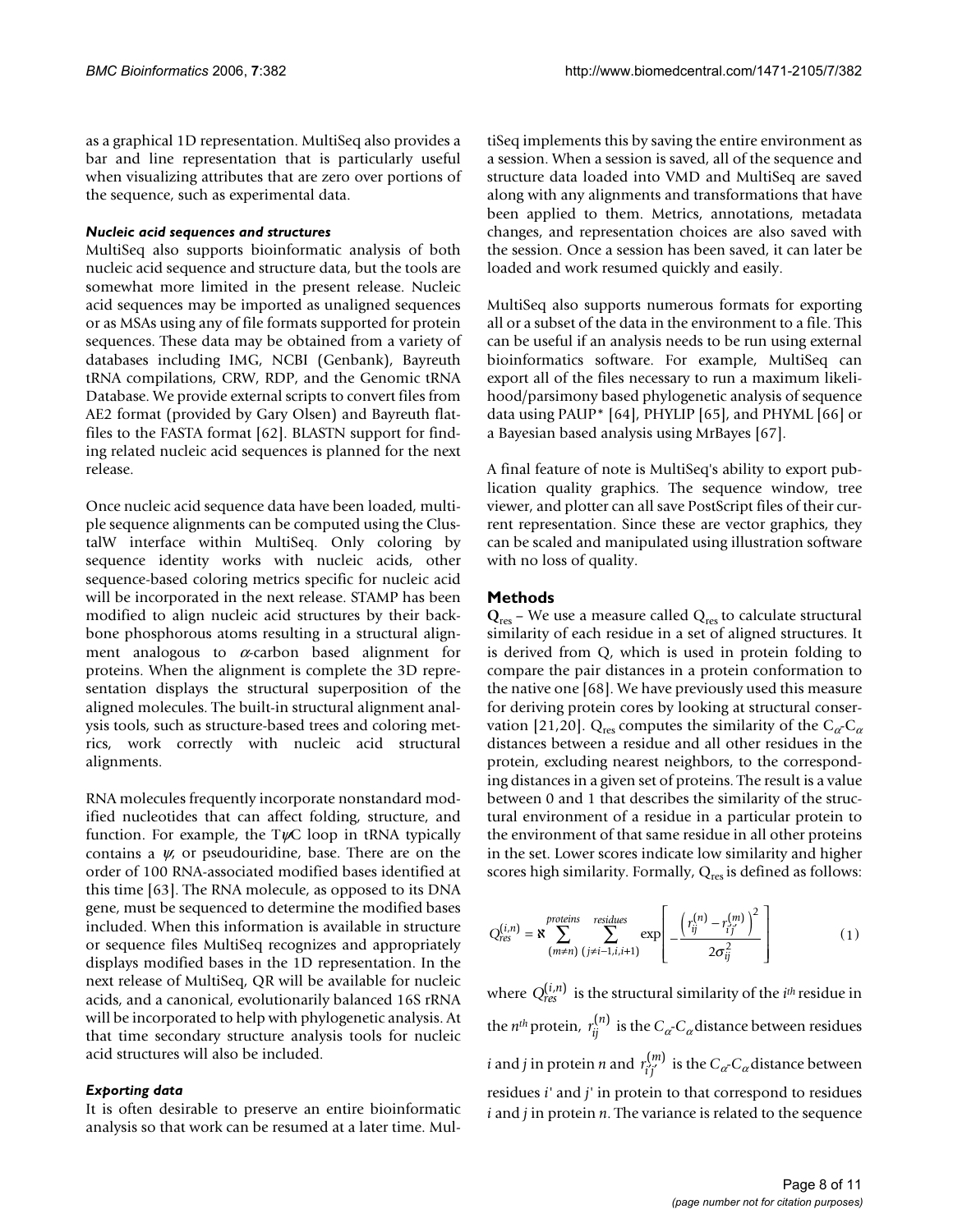as a graphical 1D representation. MultiSeq also provides a bar and line representation that is particularly useful when visualizing attributes that are zero over portions of the sequence, such as experimental data.

#### *Nucleic acid sequences and structures*

MultiSeq also supports bioinformatic analysis of both nucleic acid sequence and structure data, but the tools are somewhat more limited in the present release. Nucleic acid sequences may be imported as unaligned sequences or as MSAs using any of file formats supported for protein sequences. These data may be obtained from a variety of databases including IMG, NCBI (Genbank), Bayreuth tRNA compilations, CRW, RDP, and the Genomic tRNA Database. We provide external scripts to convert files from AE2 format (provided by Gary Olsen) and Bayreuth flatfiles to the FASTA format [62]. BLASTN support for finding related nucleic acid sequences is planned for the next release.

Once nucleic acid sequence data have been loaded, multiple sequence alignments can be computed using the ClustalW interface within MultiSeq. Only coloring by sequence identity works with nucleic acids, other sequence-based coloring metrics specific for nucleic acid will be incorporated in the next release. STAMP has been modified to align nucleic acid structures by their backbone phosphorous atoms resulting in a structural alignment analogous to $\alpha$-carbon based alignment for proteins. When the alignment is complete the 3D representation displays the structural superposition of the aligned molecules. The built-in structural alignment analysis tools, such as structure-based trees and coloring metrics, work correctly with nucleic acid structural alignments.

RNA molecules frequently incorporate nonstandard modified nucleotides that can affect folding, structure, and function. For example, the T$\psi$C loop in tRNA typically contains a $\psi$, or pseudouridine, base. There are on the order of 100 RNA-associated modified bases identified at this time [63]. The RNA molecule, as opposed to its DNA gene, must be sequenced to determine the modified bases included. When this information is available in structure or sequence files MultiSeq recognizes and appropriately displays modified bases in the 1D representation. In the next release of MultiSeq, QR will be available for nucleic acids, and a canonical, evolutionarily balanced 16S rRNA will be incorporated to help with phylogenetic analysis. At that time secondary structure analysis tools for nucleic acid structures will also be included.

#### *Exporting data*

It is often desirable to preserve an entire bioinformatic analysis so that work can be resumed at a later time. MultiSeq implements this by saving the entire environment as a session. When a session is saved, all of the sequence and structure data loaded into VMD and MultiSeq are saved along with any alignments and transformations that have been applied to them. Metrics, annotations, metadata changes, and representation choices are also saved with the session. Once a session has been saved, it can later be loaded and work resumed quickly and easily.

MultiSeq also supports numerous formats for exporting all or a subset of the data in the environment to a file. This can be useful if an analysis needs to be run using external bioinformatics software. For example, MultiSeq can export all of the files necessary to run a maximum likelihood/parsimony based phylogenetic analysis of sequence data using PAUP* [64], PHYLIP [65], and PHYML [66] or a Bayesian based analysis using MrBayes [67].

A final feature of note is MultiSeq's ability to export publication quality graphics. The sequence window, tree viewer, and plotter can all save PostScript files of their current representation. Since these are vector graphics, they can be scaled and manipulated using illustration software with no loss of quality.

## Methods

**$Q_{res}$** – We use a measure called $Q_{res}$ to calculate structural similarity of each residue in a set of aligned structures. It is derived from Q, which is used in protein folding to compare the pair distances in a protein conformation to the native one [68]. We have previously used this measure for deriving protein cores by looking at structural conservation [21,20]. $Q_{res}$ computes the similarity of the $C_\alpha$-$C_\alpha$ distances between a residue and all other residues in the protein, excluding nearest neighbors, to the corresponding distances in a given set of proteins. The result is a value between 0 and 1 that describes the similarity of the structural environment of a residue in a particular protein to the environment of that same residue in all other proteins in the set. Lower scores indicate low similarity and higher scores high similarity. Formally, $Q_{res}$ is defined as follows:

$$Q_{res}^{(i,n)} = \aleph \sum_{(m \neq n)}^{proteins} \sum_{(j \neq i-1,i,i+1)}^{residues} \exp\left[ -\frac{\left(r_{ij}^{(n)} - r_{i'j'}^{(m)}\right)^2}{2\sigma_{ij}^2} \right] \quad (1)$$

where $Q_{res}^{(i,n)}$ is the structural similarity of the $i^{th}$ residue in the $n^{th}$ protein, $r_{ij}^{(n)}$ is the $C_\alpha$-$C_\alpha$ distance between residues $i$ and $j$ in protein $n$ and $r_{i'j'}^{(m)}$ is the $C_\alpha$-$C_\alpha$ distance between residues $i'$ and $j'$ in protein to that correspond to residues $i$ and $j$ in protein $n$. The variance is related to the sequence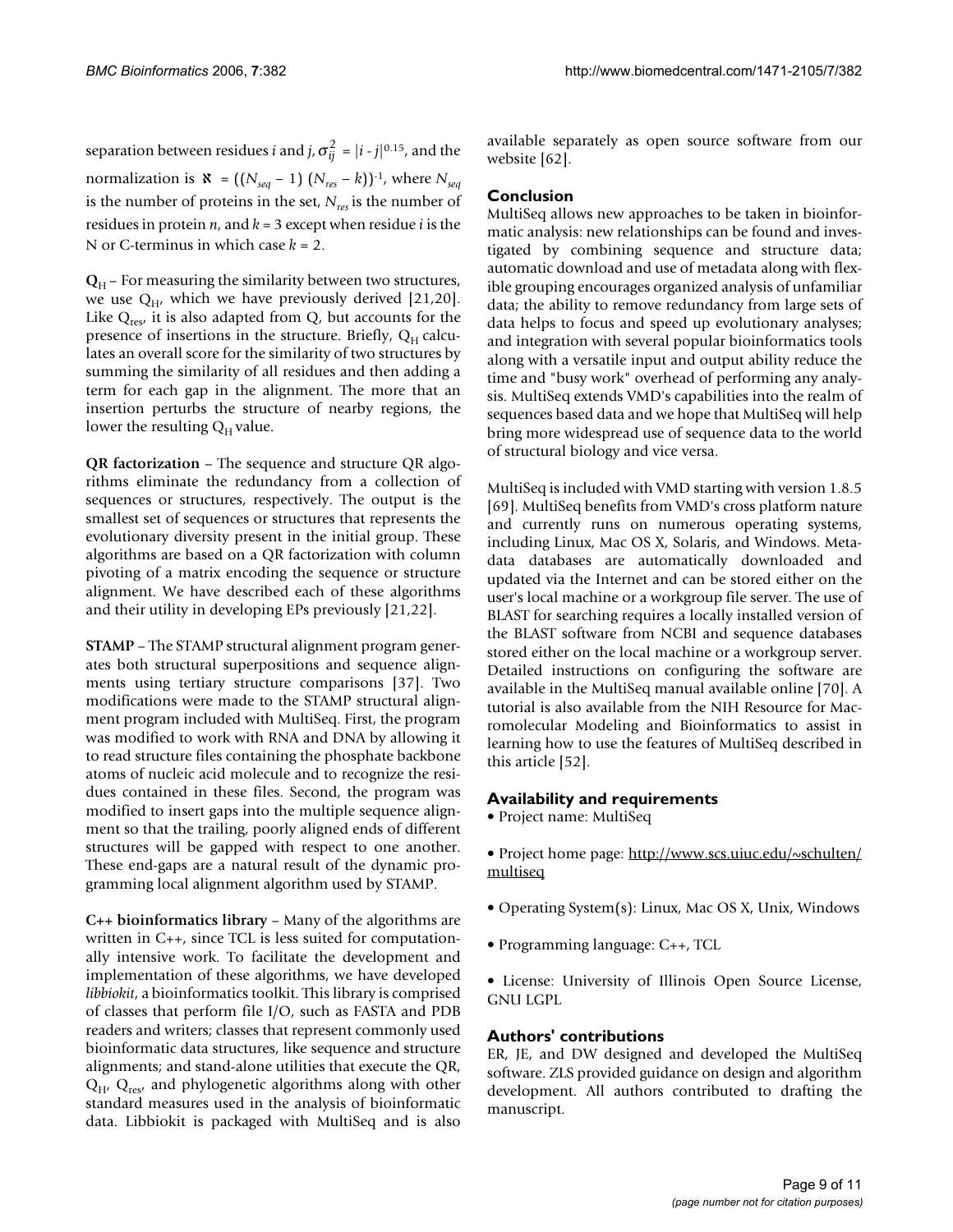separation between residues $i$ and $j$, $\sigma_{ij}^2 = |i - j|^{0.15}$, and the normalization is $\aleph = ((N_{seq} - 1)(N_{res} - k))^{-1}$, where $N_{seq}$ is the number of proteins in the set, $N_{res}$ is the number of residues in protein $n$, and $k = 3$ except when residue $i$ is the N or C-terminus in which case $k = 2$.

**$Q_H$** – For measuring the similarity between two structures, we use $Q_H$, which we have previously derived [21,20]. Like $Q_{res}$, it is also adapted from Q, but accounts for the presence of insertions in the structure. Briefly, $Q_H$ calculates an overall score for the similarity of two structures by summing the similarity of all residues and then adding a term for each gap in the alignment. The more that an insertion perturbs the structure of nearby regions, the lower the resulting $Q_H$ value.

**QR factorization** – The sequence and structure QR algorithms eliminate the redundancy from a collection of sequences or structures, respectively. The output is the smallest set of sequences or structures that represents the evolutionary diversity present in the initial group. These algorithms are based on a QR factorization with column pivoting of a matrix encoding the sequence or structure alignment. We have described each of these algorithms and their utility in developing EPs previously [21,22].

**STAMP** – The STAMP structural alignment program generates both structural superpositions and sequence alignments using tertiary structure comparisons [37]. Two modifications were made to the STAMP structural alignment program included with MultiSeq. First, the program was modified to work with RNA and DNA by allowing it to read structure files containing the phosphate backbone atoms of nucleic acid molecule and to recognize the residues contained in these files. Second, the program was modified to insert gaps into the multiple sequence alignment so that the trailing, poorly aligned ends of different structures will be gapped with respect to one another. These end-gaps are a natural result of the dynamic programming local alignment algorithm used by STAMP.

**C++ bioinformatics library** – Many of the algorithms are written in C++, since TCL is less suited for computationally intensive work. To facilitate the development and implementation of these algorithms, we have developed *libbiokit*, a bioinformatics toolkit. This library is comprised of classes that perform file I/O, such as FASTA and PDB readers and writers; classes that represent commonly used bioinformatic data structures, like sequence and structure alignments; and stand-alone utilities that execute the QR, $Q_H$, $Q_{res}$, and phylogenetic algorithms along with other standard measures used in the analysis of bioinformatic data. Libbiokit is packaged with MultiSeq and is also available separately as open source software from our website [62].

## Conclusion

MultiSeq allows new approaches to be taken in bioinformatic analysis: new relationships can be found and investigated by combining sequence and structure data; automatic download and use of metadata along with flexible grouping encourages organized analysis of unfamiliar data; the ability to remove redundancy from large sets of data helps to focus and speed up evolutionary analyses; and integration with several popular bioinformatics tools along with a versatile input and output ability reduce the time and "busy work" overhead of performing any analysis. MultiSeq extends VMD's capabilities into the realm of sequences based data and we hope that MultiSeq will help bring more widespread use of sequence data to the world of structural biology and vice versa.

MultiSeq is included with VMD starting with version 1.8.5 [69]. MultiSeq benefits from VMD's cross platform nature and currently runs on numerous operating systems, including Linux, Mac OS X, Solaris, and Windows. Metadata databases are automatically downloaded and updated via the Internet and can be stored either on the user's local machine or a workgroup file server. The use of BLAST for searching requires a locally installed version of the BLAST software from NCBI and sequence databases stored either on the local machine or a workgroup server. Detailed instructions on configuring the software are available in the MultiSeq manual available online [70]. A tutorial is also available from the NIH Resource for Macromolecular Modeling and Bioinformatics to assist in learning how to use the features of MultiSeq described in this article [52].

## Availability and requirements

- Project name: MultiSeq
- Project home page: http://www.scs.uiuc.edu/~schulten/multiseq
- Operating System(s): Linux, Mac OS X, Unix, Windows
- Programming language: C++, TCL
- License: University of Illinois Open Source License, GNU LGPL

## Authors' contributions

ER, JE, and DW designed and developed the MultiSeq software. ZLS provided guidance on design and algorithm development. All authors contributed to drafting the manuscript.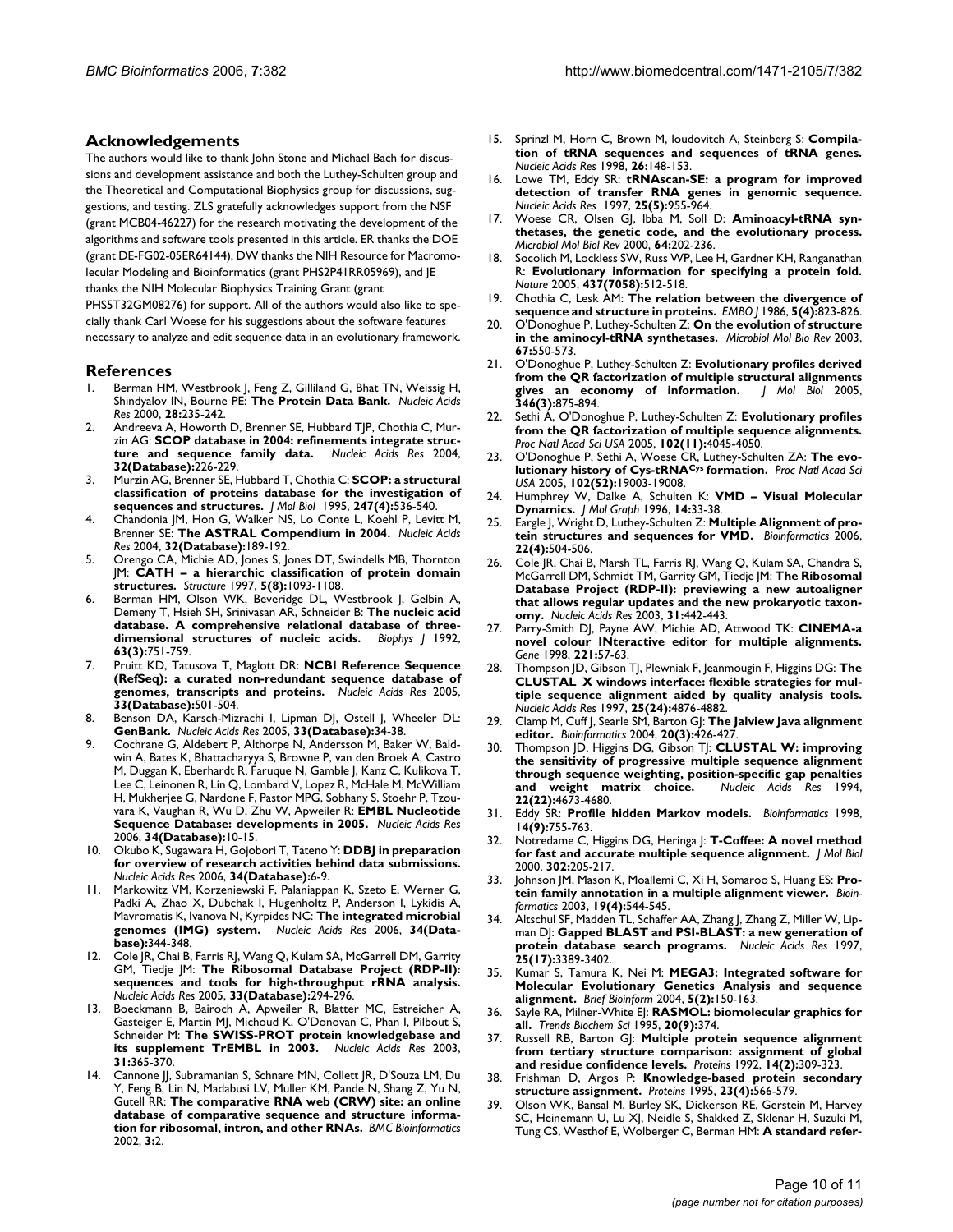## Acknowledgements

The authors would like to thank John Stone and Michael Bach for discussions and development assistance and both the Luthey-Schulten group and the Theoretical and Computational Biophysics group for discussions, suggestions, and testing. ZLS gratefully acknowledges support from the NSF (grant MCB04-46227) for the research motivating the development of the algorithms and software tools presented in this article. ER thanks the DOE (grant DE-FG02-05ER64144), DW thanks the NIH Resource for Macromolecular Modeling and Bioinformatics (grant PHS2P41RR05969), and JE thanks the NIH Molecular Biophysics Training Grant (grant PHS5T32GM08276) for support. All of the authors would also like to specially thank Carl Woese for his suggestions about the software features necessary to analyze and edit sequence data in an evolutionary framework.

## References

1. Berman HM, Westbrook J, Feng Z, Gilliland G, Bhat TN, Weissig H, Shindyalov IN, Bourne PE: **The Protein Data Bank.** *Nucleic Acids Res* 2000, **28:**235-242.
2. Andreeva A, Howorth D, Brenner SE, Hubbard TJP, Chothia C, Murzin AG: **SCOP database in 2004: refinements integrate structure and sequence family data.** *Nucleic Acids Res* 2004, **32(Database):**226-229.
3. Murzin AG, Brenner SE, Hubbard T, Chothia C: **SCOP: a structural classification of proteins database for the investigation of sequences and structures.** *J Mol Biol* 1995, **247(4):**536-540.
4. Chandonia JM, Hon G, Walker NS, Lo Conte L, Koehl P, Levitt M, Brenner SE: **The ASTRAL Compendium in 2004.** *Nucleic Acids Res* 2004, **32(Database):**189-192.
5. Orengo CA, Michie AD, Jones S, Jones DT, Swindells MB, Thornton JM: **CATH – a hierarchic classification of protein domain structures.** *Structure* 1997, **5(8):**1093-1108.
6. Berman HM, Olson WK, Beveridge DL, Westbrook J, Gelbin A, Demeny T, Hsieh SH, Srinivasan AR, Schneider B: **The nucleic acid database. A comprehensive relational database of three-dimensional structures of nucleic acids.** *Biophys J* 1992, **63(3):**751-759.
7. Pruitt KD, Tatusova T, Maglott DR: **NCBI Reference Sequence (RefSeq): a curated non-redundant sequence database of genomes, transcripts and proteins.** *Nucleic Acids Res* 2005, **33(Database):**501-504.
8. Benson DA, Karsch-Mizrachi I, Lipman DJ, Ostell J, Wheeler DL: **GenBank.** *Nucleic Acids Res* 2005, **33(Database):**34-38.
9. Cochrane G, Aldebert P, Althorpe N, Andersson M, Baker W, Baldwin A, Bates K, Bhattacharyya S, Browne P, van den Broek A, Castro M, Duggan K, Eberhardt R, Faruque N, Gamble J, Kanz C, Kulikova T, Lee C, Leinonen R, Lin Q, Lombard V, Lopez R, McHale M, McWilliam H, Mukherjee G, Nardone F, Pastor MPG, Sobhany S, Stoehr P, Tzouvara K, Vaughan R, Wu D, Zhu W, Apweiler R: **EMBL Nucleotide Sequence Database: developments in 2005.** *Nucleic Acids Res* 2006, **34(Database):**10-15.
10. Okubo K, Sugawara H, Gojobori T, Tateno Y: **DDBJ in preparation for overview of research activities behind data submissions.** *Nucleic Acids Res* 2006, **34(Database):**6-9.
11. Markowitz VM, Korzeniewski F, Palaniappan K, Szeto E, Werner G, Padki A, Zhao X, Dubchak I, Hugenholtz P, Anderson I, Lykidis A, Mavromatis K, Ivanova N, Kyrpides NC: **The integrated microbial genomes (IMG) system.** *Nucleic Acids Res* 2006, **34(Database):**344-348.
12. Cole JR, Chai B, Farris RJ, Wang Q, Kulam SA, McGarrell DM, Garrity GM, Tiedje JM: **The Ribosomal Database Project (RDP-II): sequences and tools for high-throughput rRNA analysis.** *Nucleic Acids Res* 2005, **33(Database):**294-296.
13. Boeckmann B, Bairoch A, Apweiler R, Blatter MC, Estreicher A, Gasteiger E, Martin MJ, Michoud K, O'Donovan C, Phan I, Pilbout S, Schneider M: **The SWISS-PROT protein knowledgebase and its supplement TrEMBL in 2003.** *Nucleic Acids Res* 2003, **31:**365-370.
14. Cannone JJ, Subramanian S, Schnare MN, Collett JR, D'Souza LM, Du Y, Feng B, Lin N, Madabusi LV, Muller KM, Pande N, Shang Z, Yu N, Gutell RR: **The comparative RNA web (CRW) site: an online database of comparative sequence and structure information for ribosomal, intron, and other RNAs.** *BMC Bioinformatics* 2002, **3:**2.
15. Sprinzl M, Horn C, Brown M, Ioudovitch A, Steinberg S: **Compilation of tRNA sequences and sequences of tRNA genes.** *Nucleic Acids Res* 1998, **26:**148-153.
16. Lowe TM, Eddy SR: **tRNAscan-SE: a program for improved detection of transfer RNA genes in genomic sequence.** *Nucleic Acids Res* 1997, **25(5):**955-964.
17. Woese CR, Olsen GJ, Ibba M, Soll D: **Aminoacyl-tRNA synthetases, the genetic code, and the evolutionary process.** *Microbiol Mol Biol Rev* 2000, **64:**202-236.
18. Socolich M, Lockless SW, Russ WP, Lee H, Gardner KH, Ranganathan R: **Evolutionary information for specifying a protein fold.** *Nature* 2005, **437(7058):**512-518.
19. Chothia C, Lesk AM: **The relation between the divergence of sequence and structure in proteins.** *EMBO J* 1986, **5(4):**823-826.
20. O'Donoghue P, Luthey-Schulten Z: **On the evolution of structure in the aminoacyl-tRNA synthetases.** *Microbiol Mol Bio Rev* 2003, **67:**550-573.
21. O'Donoghue P, Luthey-Schulten Z: **Evolutionary profiles derived from the QR factorization of multiple structural alignments gives an economy of information.** *J Mol Biol* 2005, **346(3):**875-894.
22. Sethi A, O'Donoghue P, Luthey-Schulten Z: **Evolutionary profiles from the QR factorization of multiple sequence alignments.** *Proc Natl Acad Sci USA* 2005, **102(11):**4045-4050.
23. O'Donoghue P, Sethi A, Woese CR, Luthey-Schulten ZA: **The evolutionary history of Cys-tRNA$^{Cys}$ formation.** *Proc Natl Acad Sci USA* 2005, **102(52):**19003-19008.
24. Humphrey W, Dalke A, Schulten K: **VMD – Visual Molecular Dynamics.** *J Mol Graph* 1996, **14:**33-38.
25. Eargle J, Wright D, Luthey-Schulten Z: **Multiple Alignment of protein structures and sequences for VMD.** *Bioinformatics* 2006, **22(4):**504-506.
26. Cole JR, Chai B, Marsh TL, Farris RJ, Wang Q, Kulam SA, Chandra S, McGarrell DM, Schmidt TM, Garrity GM, Tiedje JM: **The Ribosomal Database Project (RDP-II): previewing a new autoaligner that allows regular updates and the new prokaryotic taxonomy.** *Nucleic Acids Res* 2003, **31:**442-443.
27. Parry-Smith DJ, Payne AW, Michie AD, Attwood TK: **CINEMA-a novel colour INteractive editor for multiple alignments.** *Gene* 1998, **221:**57-63.
28. Thompson JD, Gibson TJ, Plewniak F, Jeanmougin F, Higgins DG: **The CLUSTAL_X windows interface: flexible strategies for multiple sequence alignment aided by quality analysis tools.** *Nucleic Acids Res* 1997, **25(24):**4876-4882.
29. Clamp M, Cuff J, Searle SM, Barton GJ: **The Jalview Java alignment editor.** *Bioinformatics* 2004, **20(3):**426-427.
30. Thompson JD, Higgins DG, Gibson TJ: **CLUSTAL W: improving the sensitivity of progressive multiple sequence alignment through sequence weighting, position-specific gap penalties and weight matrix choice.** *Nucleic Acids Res* 1994, **22(22):**4673-4680.
31. Eddy SR: **Profile hidden Markov models.** *Bioinformatics* 1998, **14(9):**755-763.
32. Notredame C, Higgins DG, Heringa J: **T-Coffee: A novel method for fast and accurate multiple sequence alignment.** *J Mol Biol* 2000, **302:**205-217.
33. Johnson JM, Mason K, Moallemi C, Xi H, Somaroo S, Huang ES: **Protein family annotation in a multiple alignment viewer.** *Bioinformatics* 2003, **19(4):**544-545.
34. Altschul SF, Madden TL, Schaffer AA, Zhang J, Zhang Z, Miller W, Lipman DJ: **Gapped BLAST and PSI-BLAST: a new generation of protein database search programs.** *Nucleic Acids Res* 1997, **25(17):**3389-3402.
35. Kumar S, Tamura K, Nei M: **MEGA3: Integrated software for Molecular Evolutionary Genetics Analysis and sequence alignment.** *Brief Bioinform* 2004, **5(2):**150-163.
36. Sayle RA, Milner-White EJ: **RASMOL: biomolecular graphics for all.** *Trends Biochem Sci* 1995, **20(9):**374.
37. Russell RB, Barton GJ: **Multiple protein sequence alignment from tertiary structure comparison: assignment of global and residue confidence levels.** *Proteins* 1992, **14(2):**309-323.
38. Frishman D, Argos P: **Knowledge-based protein secondary structure assignment.** *Proteins* 1995, **23(4):**566-579.
39. Olson WK, Bansal M, Burley SK, Dickerson RE, Gerstein M, Harvey SC, Heinemann U, Lu XJ, Neidle S, Shakked Z, Sklenar H, Suzuki M, Tung CS, Westhof E, Wolberger C, Berman HM: **A standard refer-**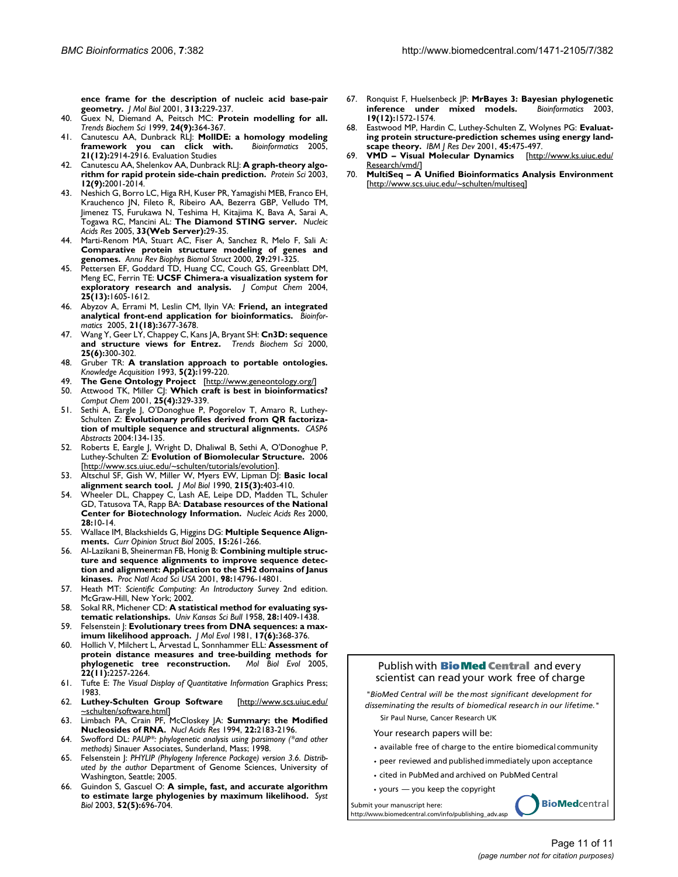ence frame for the description of nucleic acid base-pair geometry. *J Mol Biol* 2001, **313:**229-237.

40. Guex N, Diemand A, Peitsch MC: **Protein modelling for all.** *Trends Biochem Sci* 1999, **24(9):**364-367.
41. Canutescu AA, Dunbrack RLJ: **MollDE: a homology modeling framework you can click with.** *Bioinformatics* 2005, **21(12):**2914-2916. Evaluation Studies
42. Canutescu AA, Shelenkov AA, Dunbrack RLJ: **A graph-theory algorithm for rapid protein side-chain prediction.** *Protein Sci* 2003, **12(9):**2001-2014.
43. Neshich G, Borro LC, Higa RH, Kuser PR, Yamagishi MEB, Franco EH, Krauchenco JN, Fileto R, Ribeiro AA, Bezerra GBP, Velludo TM, Jimenez TS, Furukawa N, Teshima H, Kitajima K, Bava A, Sarai A, Togawa RC, Mancini AL: **The Diamond STING server.** *Nucleic Acids Res* 2005, **33(Web Server):**29-35.
44. Marti-Renom MA, Stuart AC, Fiser A, Sanchez R, Melo F, Sali A: **Comparative protein structure modeling of genes and genomes.** *Annu Rev Biophys Biomol Struct* 2000, **29:**291-325.
45. Pettersen EF, Goddard TD, Huang CC, Couch GS, Greenblatt DM, Meng EC, Ferrin TE: **UCSF Chimera-a visualization system for exploratory research and analysis.** *J Comput Chem* 2004, **25(13):**1605-1612.
46. Abyzov A, Errami M, Leslin CM, Ilyin VA: **Friend, an integrated analytical front-end application for bioinformatics.** *Bioinformatics* 2005, **21(18):**3677-3678.
47. Wang Y, Geer LY, Chappey C, Kans JA, Bryant SH: **Cn3D: sequence and structure views for Entrez.** *Trends Biochem Sci* 2000, **25(6):**300-302.
48. Gruber TR: **A translation approach to portable ontologies.** *Knowledge Acquisition* 1993, **5(2):**199-220.
49. **The Gene Ontology Project** [http://www.geneontology.org/]
50. Attwood TK, Miller CJ: **Which craft is best in bioinformatics?** *Comput Chem* 2001, **25(4):**329-339.
51. Sethi A, Eargle J, O'Donoghue P, Pogorelov T, Amaro R, Luthey-Schulten Z: **Evolutionary profiles derived from QR factorization of multiple sequence and structural alignments.** *CASP6 Abstracts* 2004:134-135.
52. Roberts E, Eargle J, Wright D, Dhaliwal B, Sethi A, O'Donoghue P, Luthey-Schulten Z: **Evolution of Biomolecular Structure.** 2006 [http://www.scs.uiuc.edu/~schulten/tutorials/evolution].
53. Altschul SF, Gish W, Miller W, Myers EW, Lipman DJ: **Basic local alignment search tool.** *J Mol Biol* 1990, **215(3):**403-410.
54. Wheeler DL, Chappey C, Lash AE, Leipe DD, Madden TL, Schuler GD, Tatusova TA, Rapp BA: **Database resources of the National Center for Biotechnology Information.** *Nucleic Acids Res* 2000, **28:**10-14.
55. Wallace IM, Blackshields G, Higgins DG: **Multiple Sequence Alignments.** *Curr Opinion Struct Biol* 2005, **15:**261-266.
56. Al-Lazikani B, Sheinerman FB, Honig B: **Combining multiple structure and sequence alignments to improve sequence detection and alignment: Application to the SH2 domains of Janus kinases.** *Proc Natl Acad Sci USA* 2001, **98:**14796-14801.
57. Heath MT: *Scientific Computing: An Introductory Survey* 2nd edition. McGraw-Hill, New York; 2002.
58. Sokal RR, Michener CD: **A statistical method for evaluating systematic relationships.** *Univ Kansas Sci Bull* 1958, **28:**1409-1438.
59. Felsenstein J: **Evolutionary trees from DNA sequences: a maximum likelihood approach.** *J Mol Evol* 1981, **17(6):**368-376.
60. Hollich V, Milchert L, Arvestad L, Sonnhammer ELL: **Assessment of protein distance measures and tree-building methods for phylogenetic tree reconstruction.** *Mol Biol Evol* 2005, **22(11):**2257-2264.
61. Tufte E: *The Visual Display of Quantitative Information* Graphics Press; 1983.
62. **Luthey-Schulten Group Software** [http://www.scs.uiuc.edu/~schulten/software.html]
63. Limbach PA, Crain PF, McCloskey JA: **Summary: the Modified Nucleosides of RNA.** *Nucl Acids Res* 1994, **22:**2183-2196.
64. Swofford DL: *PAUP*: phylogenetic analysis using parsimony (*and other methods)* Sinauer Associates, Sunderland, Mass; 1998.
65. Felsenstein J: *PHYLIP (Phylogeny Inference Package) version 3.6. Distributed by the author* Department of Genome Sciences, University of Washington, Seattle; 2005.
66. Guindon S, Gascuel O: **A simple, fast, and accurate algorithm to estimate large phylogenies by maximum likelihood.** *Syst Biol* 2003, **52(5):**696-704.
67. Ronquist F, Huelsenbeck JP: **MrBayes 3: Bayesian phylogenetic inference under mixed models.** *Bioinformatics* 2003, **19(12):**1572-1574.
68. Eastwood MP, Hardin C, Luthey-Schulten Z, Wolynes PG: **Evaluating protein structure-prediction schemes using energy landscape theory.** *IBM J Res Dev* 2001, **45:**475-497.
69. **VMD – Visual Molecular Dynamics** [http://www.ks.uiuc.edu/Research/vmd/]
70. **MultiSeq – A Unified Bioinformatics Analysis Environment** [http://www.scs.uiuc.edu/~schulten/multiseq]

Publish with **BioMed Central** and every scientist can read your work free of charge

*"BioMed Central will be the most significant development for disseminating the results of biomedical research in our lifetime."*

Sir Paul Nurse, Cancer Research UK

Your research papers will be:

- available free of charge to the entire biomedical community
- peer reviewed and published immediately upon acceptance
- cited in PubMed and archived on PubMed Central
- yours — you keep the copyright

Submit your manuscript here:
http://www.biomedcentral.com/info/publishing_adv.asp

BioMedcentral